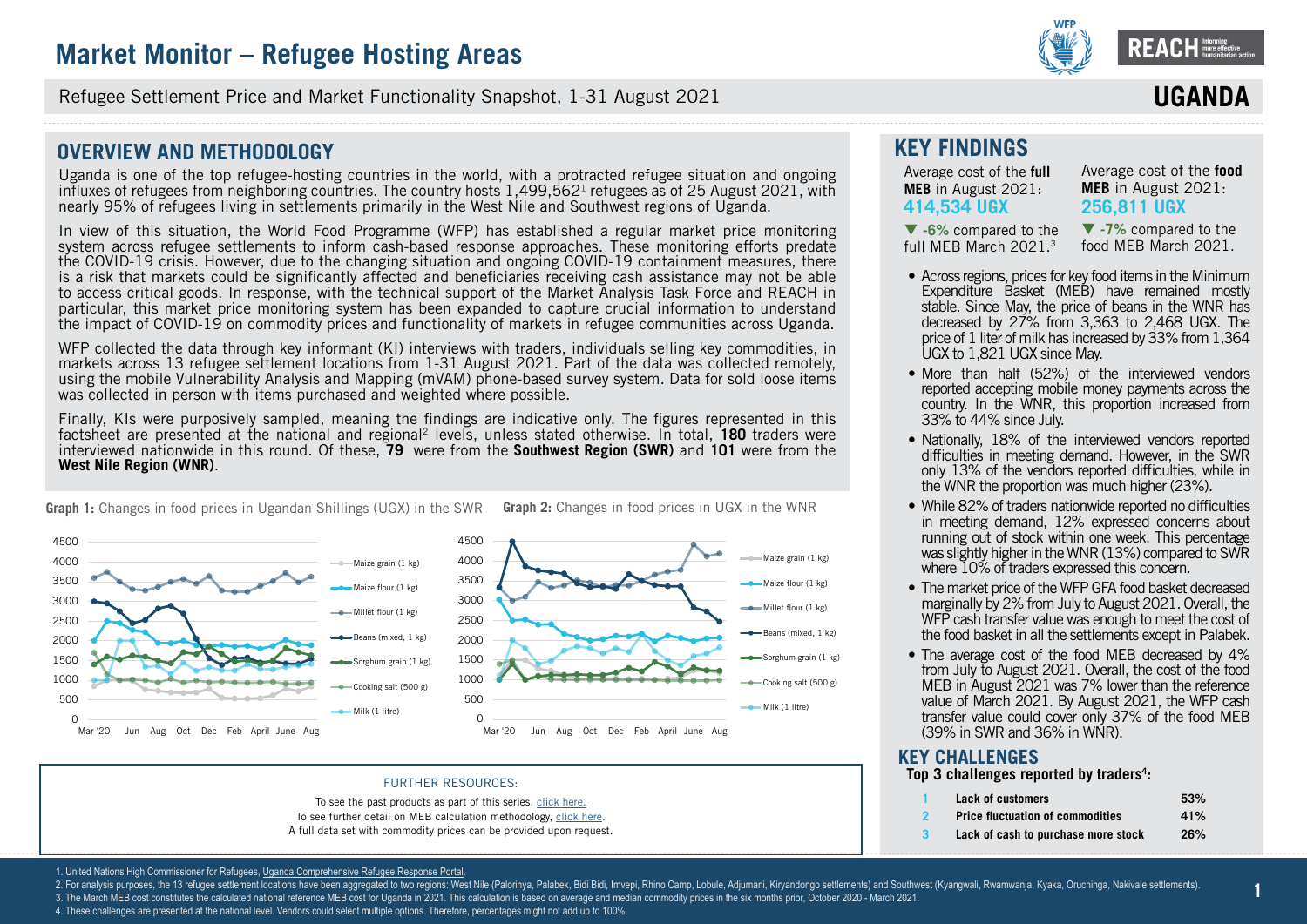# Market Monitor – Refugee Hosting Areas

Refugee Settlement Price and Market Functionality Snapshot, 1-31 August 2021

**UGANDA**

## OVERVIEW AND METHODOLOGY

Uganda is one of the top refugee-hosting countries in the world, with a protracted refugee situation and ongoing influxes of refugees from neighboring countries. The country hosts 1,499,562[1] refugees as of 25 August 2021, with nearly 95% of refugees living in settlements primarily in the West Nile and Southwest regions of Uganda.

In view of this situation, the World Food Programme (WFP) has established a regular market price monitoring system across refugee settlements to inform cash-based response approaches. These monitoring efforts predate the COVID-19 crisis. However, due to the changing situation and ongoing COVID-19 containment measures, there is a risk that markets could be significantly affected and beneficiaries receiving cash assistance may not be able to access critical goods. In response, with the technical support of the Market Analysis Task Force and REACH in particular, this market price monitoring system has been expanded to capture crucial information to understand the impact of COVID-19 on commodity prices and functionality of markets in refugee communities across Uganda.

WFP collected the data through key informant (KI) interviews with traders, individuals selling key commodities, in markets across 13 refugee settlement locations from 1-31 August 2021. Part of the data was collected remotely, using the mobile Vulnerability Analysis and Mapping (mVAM) phone-based survey system. Data for sold loose items was collected in person with items purchased and weighted where possible.

Finally, KIs were purposively sampled, meaning the findings are indicative only. The figures represented in this factsheet are presented at the national and regional[2] levels, unless stated otherwise. In total, **180** traders were interviewed nationwide in this round. Of these, **79** were from the **Southwest Region (SWR)** and **101** were from the **West Nile Region (WNR)**.

**Graph 1:** Changes in food prices in Ugandan Shillings (UGX) in the SWR

**Graph 2:** Changes in food prices in UGX in the WNR

FURTHER RESOURCES:

To see the past products as part of this series, click here.
To see further detail on MEB calculation methodology, click here.
A full data set with commodity prices can be provided upon request.

## KEY FINDINGS

Average cost of the **full MEB** in August 2021: **414,534 UGX**

▼ **-6%** compared to the full MEB March 2021.[3]

Average cost of the **food MEB** in August 2021: **256,811 UGX**

▼ **-7%** compared to the food MEB March 2021.

- Across regions, prices for key food items in the Minimum Expenditure Basket (MEB) have remained mostly stable. Since May, the price of beans in the WNR has decreased by 27% from 3,363 to 2,468 UGX. The price of 1 liter of milk has increased by 33% from 1,364 UGX to 1,821 UGX since May.
- More than half (52%) of the interviewed vendors reported accepting mobile money payments across the country. In the WNR, this proportion increased from 33% to 44% since July.
- Nationally, 18% of the interviewed vendors reported difficulties in meeting demand. However, in the SWR only 13% of the vendors reported difficulties, while in the WNR the proportion was much higher (23%).
- While 82% of traders nationwide reported no difficulties in meeting demand, 12% expressed concerns about running out of stock within one week. This percentage was slightly higher in the WNR (13%) compared to SWR where 10% of traders expressed this concern.
- The market price of the WFP GFA food basket decreased marginally by 2% from July to August 2021. Overall, the WFP cash transfer value was enough to meet the cost of the food basket in all the settlements except in Palabek.
- The average cost of the food MEB decreased by 4% from July to August 2021. Overall, the cost of the food MEB in August 2021 was 7% lower than the reference value of March 2021. By August 2021, the WFP cash transfer value could cover only 37% of the food MEB (39% in SWR and 36% in WNR).

## KEY CHALLENGES

**Top 3 challenges reported by traders[4]:**

| | | |
|---|---|---|
| 1 | **Lack of customers** | **53%** |
| 2 | **Price fluctuation of commodities** | **41%** |
| 3 | **Lack of cash to purchase more stock** | **26%** |

1. United Nations High Commissioner for Refugees, Uganda Comprehensive Refugee Response Portal.
2. For analysis purposes, the 13 refugee settlement locations have been aggregated to two regions: West Nile (Palorinya, Palabek, Bidi Bidi, Imvepi, Rhino Camp, Lobule, Adjumani, Kiryandongo settlements) and Southwest (Kyangwali, Rwamwanja, Kyaka, Oruchinga, Nakivale settlements).
3. The March MEB cost constitutes the calculated national reference MEB cost for Uganda in 2021. This calculation is based on average and median commodity prices in the six months prior, October 2020 - March 2021.
4. These challenges are presented at the national level. Vendors could select multiple options. Therefore, percentages might not add up to 100%.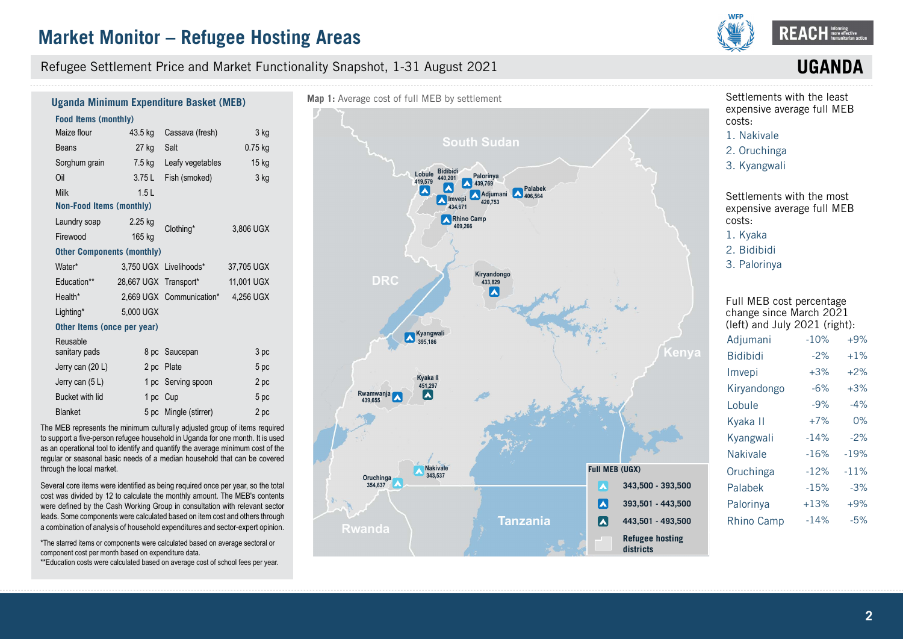# Market Monitor – Refugee Hosting Areas

Refugee Settlement Price and Market Functionality Snapshot, 1-31 August 2021

**UGANDA**

## Uganda Minimum Expenditure Basket (MEB)

| Food Items (monthly) | | | |
|---|---|---|---|
| Maize flour | 43.5 kg | Cassava (fresh) | 3 kg |
| Beans | 27 kg | Salt | 0.75 kg |
| Sorghum grain | 7.5 kg | Leafy vegetables | 15 kg |
| Oil | 3.75 L | Fish (smoked) | 3 kg |
| Milk | 1.5 L | | |
| **Non-Food Items (monthly)** | | | |
| Laundry soap | 2.25 kg | Clothing* | 3,806 UGX |
| Firewood | 165 kg | | |
| **Other Components (monthly)** | | | |
| Water* | 3,750 UGX | Livelihoods* | 37,705 UGX |
| Education** | 28,667 UGX | Transport* | 11,001 UGX |
| Health* | 2,669 UGX | Communication* | 4,256 UGX |
| Lighting* | 5,000 UGX | | |
| **Other Items (once per year)** | | | |
| Reusable sanitary pads | 8 pc | Saucepan | 3 pc |
| Jerry can (20 L) | 2 pc | Plate | 5 pc |
| Jerry can (5 L) | 1 pc | Serving spoon | 2 pc |
| Bucket with lid | 1 pc | Cup | 5 pc |
| Blanket | 5 pc | Mingle (stirrer) | 2 pc |

The MEB represents the minimum culturally adjusted group of items required to support a five-person refugee household in Uganda for one month. It is used as an operational tool to identify and quantify the average minimum cost of the regular or seasonal basic needs of a median household that can be covered through the local market.

Several core items were identified as being required once per year, so the total cost was divided by 12 to calculate the monthly amount. The MEB's contents were defined by the Cash Working Group in consultation with relevant sector leads. Some components were calculated based on item cost and others through a combination of analysis of household expenditures and sector-expert opinion.

*The starred items or components were calculated based on average sectoral or component cost per month based on expenditure data.
**Education costs were calculated based on average cost of school fees per year.

**Map 1:** Average cost of full MEB by settlement

| Settlement | Full MEB (UGX) |
|---|---|
| Lobule | 419,579 |
| Bidibidi | 440,201 |
| Palorinya | 439,769 |
| Imvepi | 434,671 |
| Adjumani | 420,753 |
| Palabek | 406,564 |
| Rhino Camp | 409,266 |
| Kiryandongo | 433,829 |
| Kyangwali | 395,186 |
| Kyaka II | 451,297 |
| Rwamwanja | 439,655 |
| Nakivale | 343,537 |
| Oruchinga | 354,637 |

Full MEB (UGX): 343,500 - 393,500; 393,501 - 443,500; 443,501 - 493,500; Refugee hosting districts

Settlements with the least expensive average full MEB costs:
1. Nakivale
2. Oruchinga
3. Kyangwali

Settlements with the most expensive average full MEB costs:
1. Kyaka
2. Bidibidi
3. Palorinya

Full MEB cost percentage change since March 2021 (left) and July 2021 (right):

| Settlement | Since March 2021 | Since July 2021 |
|---|---|---|
| Adjumani | -10% | +9% |
| Bidibidi | -2% | +1% |
| Imvepi | +3% | +2% |
| Kiryandongo | -6% | +3% |
| Lobule | -9% | -4% |
| Kyaka II | +7% | 0% |
| Kyangwali | -14% | -2% |
| Nakivale | -16% | -19% |
| Oruchinga | -12% | -11% |
| Palabek | -15% | -3% |
| Palorinya | +13% | +9% |
| Rhino Camp | -14% | -5% |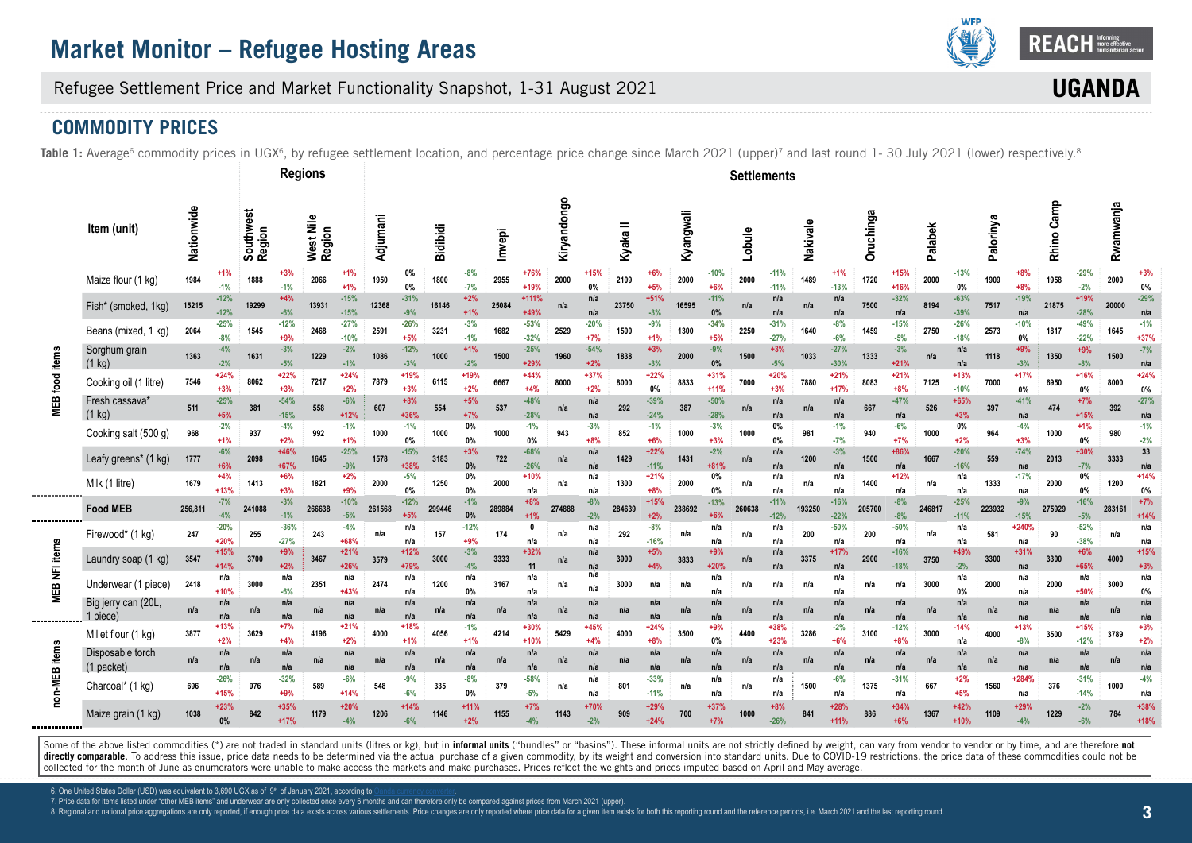# Market Monitor – Refugee Hosting Areas

Refugee Settlement Price and Market Functionality Snapshot, 1-31 August 2021

**UGANDA**

## COMMODITY PRICES

**Table 1:** Average[6] commodity prices in UGX[6], by refugee settlement location, and percentage price change since March 2021 (upper)[7] and last round 1- 30 July 2021 (lower) respectively.[8]

Percentage changes are shown as "upper / lower".

| | | Regions | | | | | | Settlements | | | | | | | | | | | | | | | | | | | | | | | |
|---|---|---|---|---|---|---|---|---|---|---|---|---|---|---|---|---|---|---|---|---|---|---|---|---|---|---|---|---|---|---|---|
| | **Item (unit)** | **Nationwide** | | **Southwest Region** | | **West Nile Region** | | **Adjumani** | | **Bidibidi** | | **Imvepi** | | **Kiryandongo** | | **Kyaka II** | | **Kyangwali** | | **Lobule** | | **Nakivale** | | **Oruchinga** | | **Palabek** | | **Palorinya** | | **Rhino Camp** | | **Rwamwanja** | |
| MEB food items | Maize flour (1 kg) | 1984 | +1% / -1% | 1888 | +3% / -1% | 2066 | +1% / +1% | 1950 | 0% / 0% | 1800 | -8% / -7% | 2955 | +76% / +19% | 2000 | +15% / 0% | 2109 | +6% / +5% | 2000 | -10% / +6% | 2000 | -11% / -11% | 1489 | +1% / -13% | 1720 | +15% / +16% | 2000 | -13% / 0% | 1909 | +8% / +8% | 1958 | -29% / -2% | 2000 | +3% / 0% |
| MEB food items | Fish* (smoked, 1kg) | 15215 | -12% / -12% | 19299 | +4% / -6% | 13931 | -15% / -15% | 12368 | -31% / -9% | 16146 | +2% / +1% | 25084 | +111% / +49% | n/a | n/a / n/a | 23750 | +51% / -3% | 16595 | -11% / 0% | n/a | n/a / n/a | n/a | n/a / n/a | 7500 | -32% / n/a | 8194 | -63% / -39% | 7517 | -19% / n/a | 21875 | +19% / -28% | 20000 | -29% / n/a |
| MEB food items | Beans (mixed, 1 kg) | 2064 | -25% / -8% | 1545 | -12% / +9% | 2468 | -27% / -10% | 2591 | -26% / +5% | 3231 | -3% / -1% | 1682 | -53% / -32% | 2529 | -20% / +7% | 1500 | -9% / +1% | 1300 | -34% / +5% | 2250 | -31% / -27% | 1640 | -8% / -6% | 1459 | -15% / -5% | 2750 | -26% / -18% | 2573 | -10% / 0% | 1817 | -49% / -22% | 1645 | -1% / +37% |
| MEB food items | Sorghum grain (1 kg) | 1363 | -4% / -2% | 1631 | -3% / -5% | 1229 | -2% / -1% | 1086 | -12% / -3% | 1000 | +1% / -2% | 1500 | -25% / +29% | 1960 | -54% / +2% | 1838 | +3% / -3% | 2000 | -9% / 0% | 1500 | +3% / -5% | 1033 | -27% / -30% | 1333 | -3% / +21% | n/a | n/a / n/a | 1118 | +9% / -3% | 1350 | +9% / -8% | 1500 | -7% / n/a |
| MEB food items | Cooking oil (1 litre) | 7546 | +24% / +3% | 8062 | +22% / +3% | 7217 | +24% / +2% | 7879 | +19% / +3% | 6115 | +19% / +2% | 6667 | +44% / +4% | 8000 | +37% / +2% | 8000 | +22% / 0% | 8833 | +31% / +11% | 7000 | +20% / +3% | 7880 | +21% / +17% | 8083 | +21% / +8% | 7125 | +13% / -10% | 7000 | +17% / 0% | 6950 | +16% / 0% | 8000 | +24% / 0% |
| MEB food items | Fresh cassava* (1 kg) | 511 | -25% / +5% | 381 | -54% / -15% | 558 | -6% / +12% | 607 | +8% / +36% | 554 | +5% / +7% | 537 | -48% / -28% | n/a | n/a / n/a | 292 | -39% / -24% | 387 | -50% / -28% | n/a | n/a / n/a | n/a | n/a / n/a | 667 | -47% / n/a | 526 | +65% / +3% | 397 | -41% / n/a | 474 | +7% / +15% | 392 | -27% / n/a |
| MEB food items | Cooking salt (500 g) | 968 | -2% / +1% | 937 | -4% / +2% | 992 | -1% / +1% | 1000 | -1% / 0% | 1000 | 0% / 0% | 1000 | -1% / 0% | 943 | -3% / +8% | 852 | -1% / +6% | 1000 | -3% / +3% | 1000 | 0% / 0% | 981 | -1% / -7% | 940 | -6% / +7% | 1000 | 0% / +2% | 964 | -4% / +3% | 1000 | +1% / 0% | 980 | -1% / -2% |
| MEB food items | Leafy greens* (1 kg) | 1777 | -6% / +6% | 2098 | +46% / +67% | 1645 | -25% / -9% | 1578 | -15% / +38% | 3183 | +3% / 0% | 722 | -68% / -26% | n/a | n/a / n/a | 1429 | +22% / -11% | 1431 | -2% / +81% | n/a | n/a / n/a | 1200 | -3% / n/a | 1500 | +86% / n/a | 1667 | -20% / -16% | 559 | -74% / n/a | 2013 | +30% / -7% | 3333 | 33 / n/a |
| MEB food items | Milk (1 litre) | 1679 | +4% / +13% | 1413 | +6% / +3% | 1821 | +2% / +9% | 2000 | -5% / 0% | 1250 | 0% / 0% | 2000 | +10% / n/a | n/a | n/a / n/a | 1300 | +21% / +8% | 2000 | 0% / 0% | n/a | n/a / n/a | n/a | n/a / n/a | 1400 | +12% / n/a | n/a | n/a / n/a | 1333 | -17% / n/a | 2000 | 0% / 0% | 1200 | +14% / 0% |
| | **Food MEB** | 256,811 | -7% / -4% | 241088 | -3% / -1% | 266638 | -10% / -5% | 261568 | -12% / +5% | 299446 | -1% / 0% | 289884 | +8% / +1% | 274888 | -8% / -2% | 284639 | +15% / +2% | 238692 | -13% / +6% | 260638 | -11% / -12% | 193250 | -16% / -22% | 205700 | -8% / -8% | 246817 | -25% / -11% | 223932 | -9% / -15% | 275929 | -16% / -5% | 283161 | +7% / +14% |
| MEB NFI items | Firewood* (1 kg) | 247 | -20% / +20% | 255 | -36% / -27% | 243 | -4% / +68% | n/a | n/a / n/a | 157 | -12% / +9% | 174 | 0 / n/a | n/a | n/a / n/a | 292 | -8% / -16% | n/a | n/a / n/a | n/a | n/a / n/a | 200 | -50% / n/a | 200 | -50% / n/a | n/a | n/a / n/a | 581 | +240% / n/a | 90 | -52% / -38% | n/a | n/a / n/a |
| MEB NFI items | Laundry soap (1 kg) | 3547 | +15% / +14% | 3700 | +9% / +2% | 3467 | +21% / +26% | 3579 | +12% / +79% | 3000 | -3% / -4% | 3333 | +32% / 11 | n/a | n/a / n/a | 3900 | +5% / +4% | 3833 | +9% / +20% | n/a | n/a / n/a | 3375 | +17% / n/a | 2900 | -16% / -18% | 3750 | +49% / -2% | 3300 | +31% / n/a | 3300 | +6% / +65% | 4000 | +15% / +3% |
| MEB NFI items | Underwear (1 piece) | 2418 | n/a / +10% | 3000 | n/a / -6% | 2351 | n/a / +43% | 2474 | n/a / n/a | 1200 | n/a / 0% | 3167 | n/a / n/a | n/a | n/a / n/a | 3000 | n/a / n/a | n/a | n/a / n/a | n/a | n/a / n/a | n/a | n/a / n/a | n/a | n/a / n/a | 3000 | n/a / 0% | 2000 | n/a / n/a | 2000 | n/a / +50% | 3000 | n/a / 0% |
| MEB NFI items | Big jerry can (20L, 1 piece) | n/a | n/a / n/a | n/a | n/a / n/a | n/a | n/a / n/a | n/a | n/a / n/a | n/a | n/a / n/a | n/a | n/a / n/a | n/a | n/a / n/a | n/a | n/a / n/a | n/a | n/a / n/a | n/a | n/a / n/a | n/a | n/a / n/a | n/a | n/a / n/a | n/a | n/a / n/a | n/a | n/a / n/a | n/a | n/a / n/a | n/a | n/a / n/a |
| non-MEB items | Millet flour (1 kg) | 3877 | +13% / +2% | 3629 | +7% / +4% | 4196 | +21% / +2% | 4000 | +18% / +1% | 4056 | -1% / +1% | 4214 | +30% / +10% | 5429 | +45% / +4% | 4000 | +24% / +8% | 3500 | +9% / 0% | 4400 | +38% / +23% | 3286 | -2% / +6% | 3100 | -12% / +8% | 3000 | -14% / n/a | 4000 | +13% / -8% | 3500 | +15% / -12% | 3789 | +3% / +2% |
| non-MEB items | Disposable torch (1 packet) | n/a | n/a / n/a | n/a | n/a / n/a | n/a | n/a / n/a | n/a | n/a / n/a | n/a | n/a / n/a | n/a | n/a / n/a | n/a | n/a / n/a | n/a | n/a / n/a | n/a | n/a / n/a | n/a | n/a / n/a | n/a | n/a / n/a | n/a | n/a / n/a | n/a | n/a / n/a | n/a | n/a / n/a | n/a | n/a / n/a | n/a | n/a / n/a |
| non-MEB items | Charcoal* (1 kg) | 696 | -26% / +15% | 976 | -32% / +9% | 589 | -6% / +14% | 548 | -9% / -6% | 335 | -8% / 0% | 379 | -58% / -5% | n/a | n/a / n/a | 801 | -33% / -11% | n/a | n/a / n/a | n/a | n/a / n/a | 1500 | -6% / n/a | 1375 | -31% / n/a | 667 | +2% / +5% | 1560 | +284% / n/a | 376 | -31% / -14% | 1000 | -4% / n/a |
| non-MEB items | Maize grain (1 kg) | 1038 | +23% / 0% | 842 | +35% / +17% | 1179 | +20% / -4% | 1206 | +14% / -6% | 1146 | +11% / +2% | 1155 | +7% / -4% | 1143 | +70% / -2% | 909 | +29% / +24% | 700 | +37% / +7% | 1000 | +8% / -26% | 841 | +28% / +11% | 886 | +34% / +6% | 1367 | +42% / +10% | 1109 | +29% / -4% | 1229 | -2% / -6% | 784 | +38% / +18% |

Some of the above listed commodities (*) are not traded in standard units (litres or kg), but in **informal units** ("bundles" or "basins"). These informal units are not strictly defined by weight, can vary from vendor to vendor or by time, and are therefore **not directly comparable**. To address this issue, price data needs to be determined via the actual purchase of a given commodity, by its weight and conversion into standard units. Due to COVID-19 restrictions, the price data of these commodities could not be collected for the month of June as enumerators were unable to make access the markets and make purchases. Prices reflect the weights and prices imputed based on April and May average.

6. One United States Dollar (USD) was equivalent to 3,690 UGX as of 9th of January 2021, according to

7. Price data for items listed under "other MEB items" and underwear are only collected once every 6 months and can therefore only be compared against prices from March 2021 (upper).

8. Regional and national price aggregations are only reported, if enough price data exists across various settlements. Price changes are only reported where price data for a given item exists for both this reporting round and the reference periods, i.e. March 2021 and the last reporting round.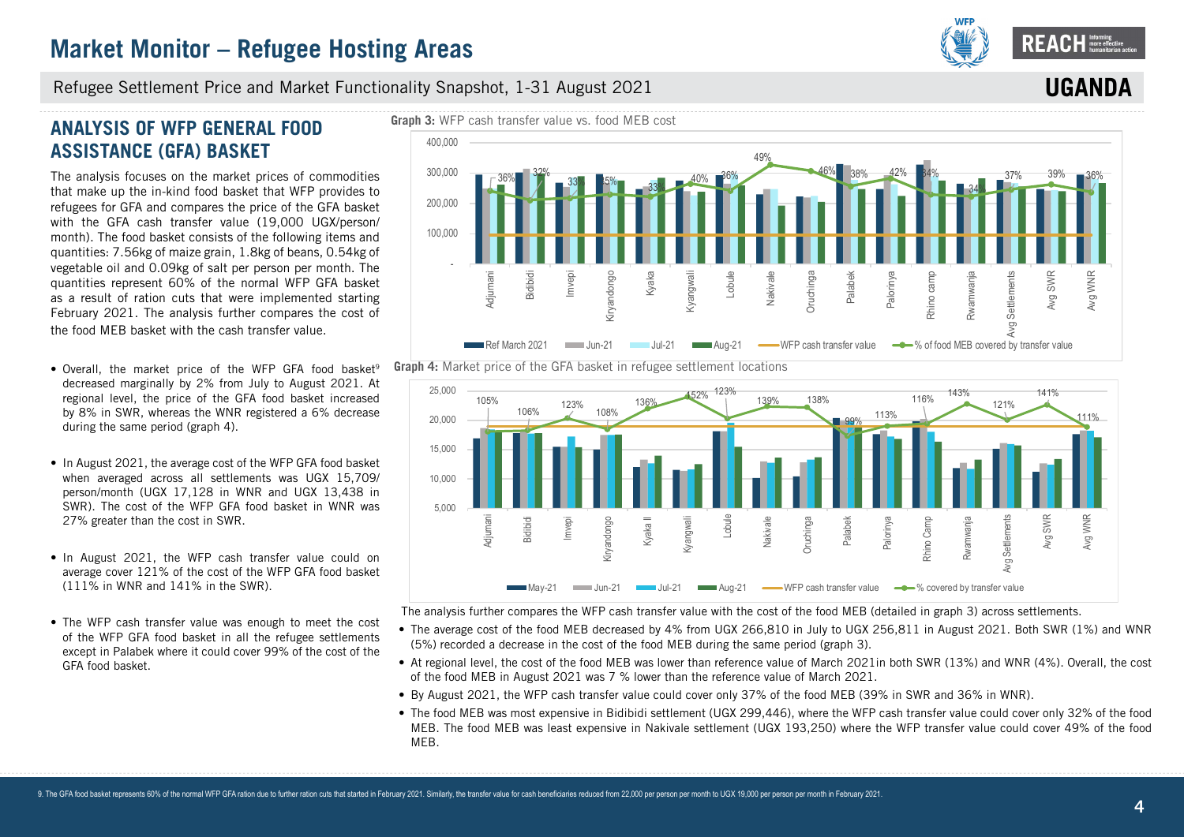# Market Monitor – Refugee Hosting Areas

Refugee Settlement Price and Market Functionality Snapshot, 1-31 August 2021

**UGANDA**

## ANALYSIS OF WFP GENERAL FOOD ASSISTANCE (GFA) BASKET

The analysis focuses on the market prices of commodities that make up the in-kind food basket that WFP provides to refugees for GFA and compares the price of the GFA basket with the GFA cash transfer value (19,000 UGX/person/month). The food basket consists of the following items and quantities: 7.56kg of maize grain, 1.8kg of beans, 0.54kg of vegetable oil and 0.09kg of salt per person per month. The quantities represent 60% of the normal WFP GFA basket as a result of ration cuts that were implemented starting February 2021. The analysis further compares the cost of the food MEB basket with the cash transfer value.

- Overall, the market price of the WFP GFA food basket[9] decreased marginally by 2% from July to August 2021. At regional level, the price of the GFA food basket increased by 8% in SWR, whereas the WNR registered a 6% decrease during the same period (graph 4).
- In August 2021, the average cost of the WFP GFA food basket when averaged across all settlements was UGX 15,709/person/month (UGX 17,128 in WNR and UGX 13,438 in SWR). The cost of the WFP GFA food basket in WNR was 27% greater than the cost in SWR.
- In August 2021, the WFP cash transfer value could on average cover 121% of the cost of the WFP GFA food basket (111% in WNR and 141% in the SWR).
- The WFP cash transfer value was enough to meet the cost of the WFP GFA food basket in all the refugee settlements except in Palabek where it could cover 99% of the cost of the GFA food basket.

**Graph 3:** WFP cash transfer value vs. food MEB cost

**Graph 4:** Market price of the GFA basket in refugee settlement locations

The analysis further compares the WFP cash transfer value with the cost of the food MEB (detailed in graph 3) across settlements.

- The average cost of the food MEB decreased by 4% from UGX 266,810 in July to UGX 256,811 in August 2021. Both SWR (1%) and WNR (5%) recorded a decrease in the cost of the food MEB during the same period (graph 3).
- At regional level, the cost of the food MEB was lower than reference value of March 2021in both SWR (13%) and WNR (4%). Overall, the cost of the food MEB in August 2021 was 7 % lower than the reference value of March 2021.
- By August 2021, the WFP cash transfer value could cover only 37% of the food MEB (39% in SWR and 36% in WNR).
- The food MEB was most expensive in Bidibidi settlement (UGX 299,446), where the WFP cash transfer value could cover only 32% of the food MEB. The food MEB was least expensive in Nakivale settlement (UGX 193,250) where the WFP transfer value could cover 49% of the food MEB.

9. The GFA food basket represents 60% of the normal WFP GFA ration due to further ration cuts that started in February 2021. Similarly, the transfer value for cash beneficiaries reduced from 22,000 per person per month to UGX 19,000 per person per month in February 2021.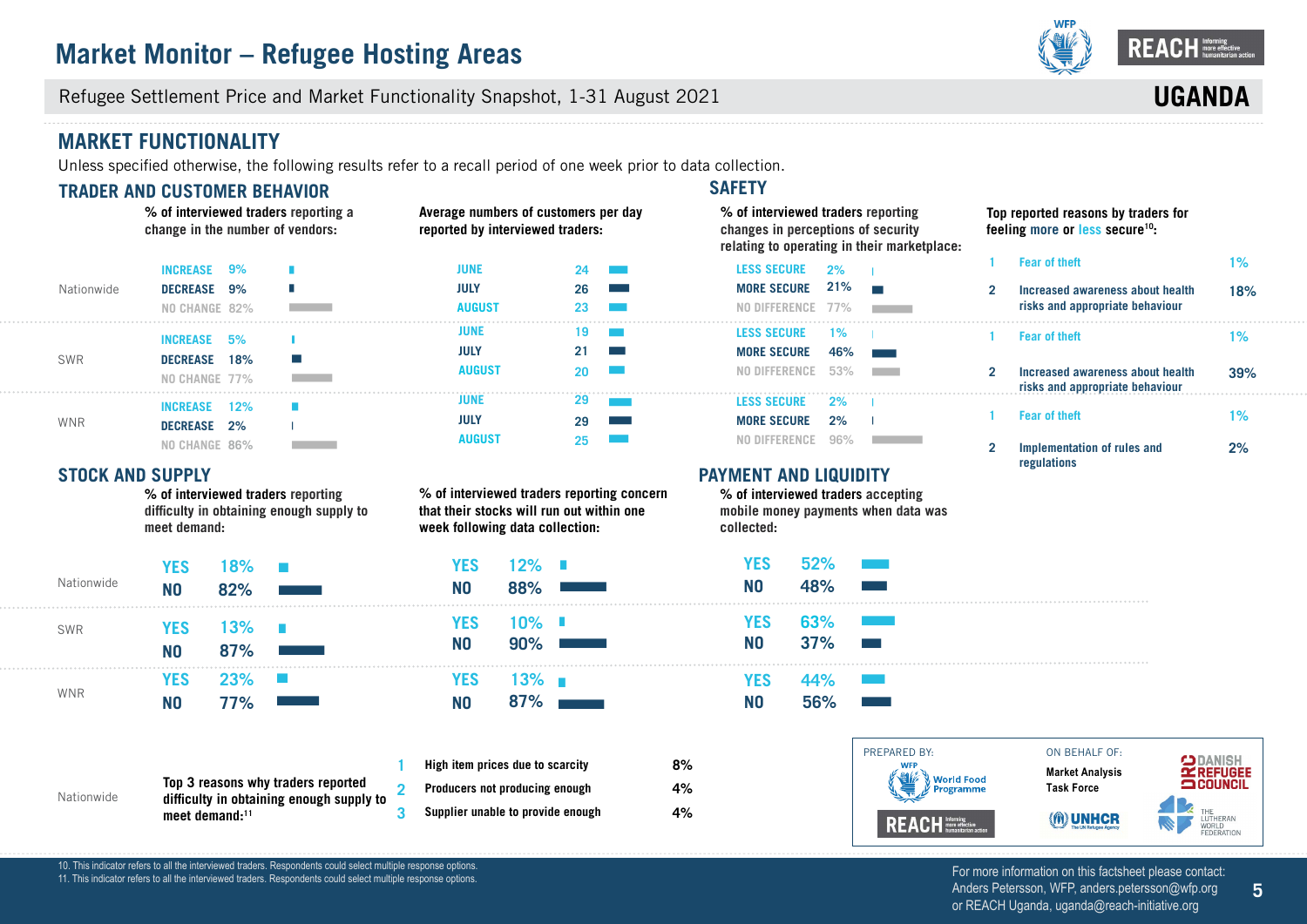# Market Monitor – Refugee Hosting Areas

Refugee Settlement Price and Market Functionality Snapshot, 1-31 August 2021

**UGANDA**

## MARKET FUNCTIONALITY

Unless specified otherwise, the following results refer to a recall period of one week prior to data collection.

### TRADER AND CUSTOMER BEHAVIOR

**% of interviewed traders reporting a change in the number of vendors:**

Nationwide
INCREASE 9%
DECREASE 9%
NO CHANGE 82%

SWR
INCREASE 5%
DECREASE 18%
NO CHANGE 77%

WNR
INCREASE 12%
DECREASE 2%
NO CHANGE 86%

**Average numbers of customers per day reported by interviewed traders:**

Nationwide
JUNE 24
JULY 26
AUGUST 23

SWR
JUNE 19
JULY 21
AUGUST 20

WNR
JUNE 29
JULY 29
AUGUST 25

### SAFETY

**% of interviewed traders reporting changes in perceptions of security relating to operating in their marketplace:**

Nationwide
LESS SECURE 2%
MORE SECURE 21%
NO DIFFERENCE 77%

SWR
LESS SECURE 1%
MORE SECURE 46%
NO DIFFERENCE 53%

WNR
LESS SECURE 2%
MORE SECURE 2%
NO DIFFERENCE 96%

**Top reported reasons by traders for feeling more or less secure[10]:**

| Area | # | Reason | % |
|---|---|---|---|
| Nationwide | 1 | Fear of theft | 1% |
| | 2 | Increased awareness about health risks and appropriate behaviour | 18% |
| SWR | 1 | Fear of theft | 1% |
| | 2 | Increased awareness about health risks and appropriate behaviour | 39% |
| WNR | 1 | Fear of theft | 1% |
| | 2 | Implementation of rules and regulations | 2% |

### STOCK AND SUPPLY

**% of interviewed traders reporting difficulty in obtaining enough supply to meet demand:**

Nationwide
YES 18%
NO 82%

SWR
YES 13%
NO 87%

WNR
YES 23%
NO 77%

**% of interviewed traders reporting concern that their stocks will run out within one week following data collection:**

Nationwide
YES 12%
NO 88%

SWR
YES 10%
NO 90%

WNR
YES 13%
NO 87%

### PAYMENT AND LIQUIDITY

**% of interviewed traders accepting mobile money payments when data was collected:**

Nationwide
YES 52%
NO 48%

SWR
YES 63%
NO 37%

WNR
YES 44%
NO 56%

**Top 3 reasons why traders reported difficulty in obtaining enough supply to meet demand:[11]** (Nationwide)

| # | Reason | % |
|---|---|---|
| 1 | High item prices due to scarcity | 8% |
| 2 | Producers not producing enough | 4% |
| 3 | Supplier unable to provide enough | 4% |

PREPARED BY: WFP World Food Programme, REACH

ON BEHALF OF: Market Analysis Task Force, UNHCR, Danish Refugee Council, The Lutheran World Federation

10. This indicator refers to all the interviewed traders. Respondents could select multiple response options.
11. This indicator refers to all the interviewed traders. Respondents could select multiple response options.

For more information on this factsheet please contact: Anders Petersson, WFP, anders.petersson@wfp.org or REACH Uganda, uganda@reach-initiative.org